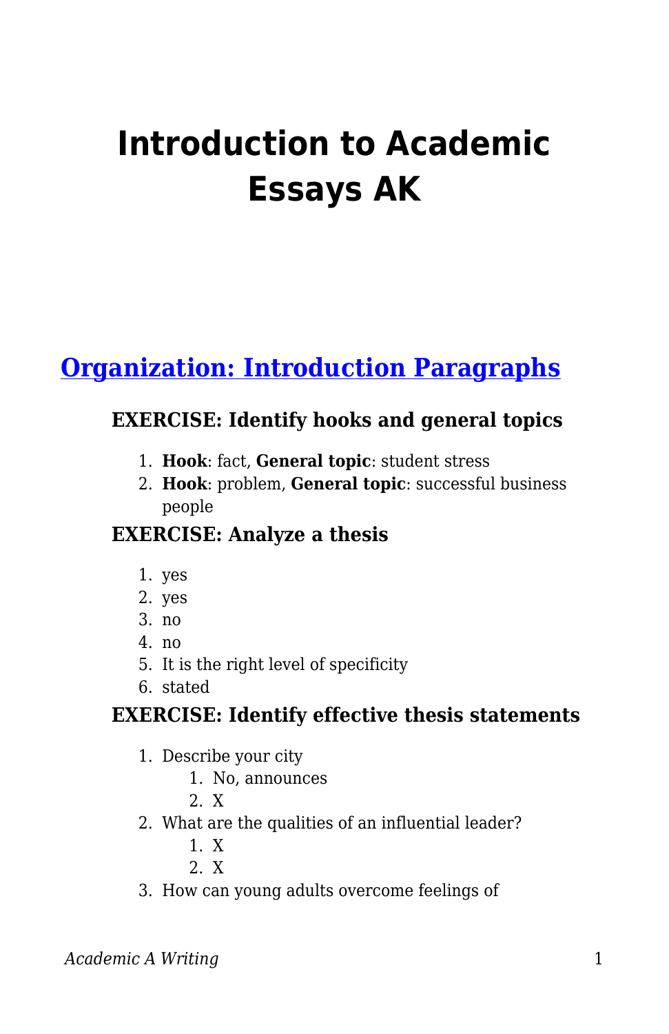# Introduction to Academic Essays AK

## Organization: Introduction Paragraphs

### EXERCISE: Identify hooks and general topics

1. **Hook**: fact, **General topic**: student stress
2. **Hook**: problem, **General topic**: successful business people

### EXERCISE: Analyze a thesis

1. yes
2. yes
3. no
4. no
5. It is the right level of specificity
6. stated

### EXERCISE: Identify effective thesis statements

1. Describe your city
   1. No, announces
   2. X
2. What are the qualities of an influential leader?
   1. X
   2. X
3. How can young adults overcome feelings of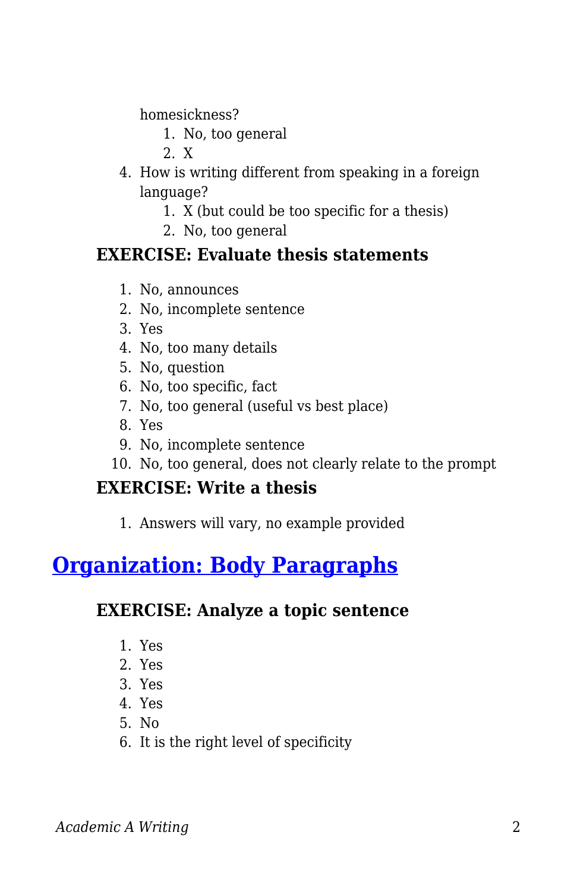homesickness?

   1. No, too general
   2. X

4. How is writing different from speaking in a foreign language?
   1. X (but could be too specific for a thesis)
   2. No, too general

### EXERCISE: Evaluate thesis statements

1. No, announces
2. No, incomplete sentence
3. Yes
4. No, too many details
5. No, question
6. No, too specific, fact
7. No, too general (useful vs best place)
8. Yes
9. No, incomplete sentence
10. No, too general, does not clearly relate to the prompt

### EXERCISE: Write a thesis

1. Answers will vary, no example provided

## Organization: Body Paragraphs

### EXERCISE: Analyze a topic sentence

1. Yes
2. Yes
3. Yes
4. Yes
5. No
6. It is the right level of specificity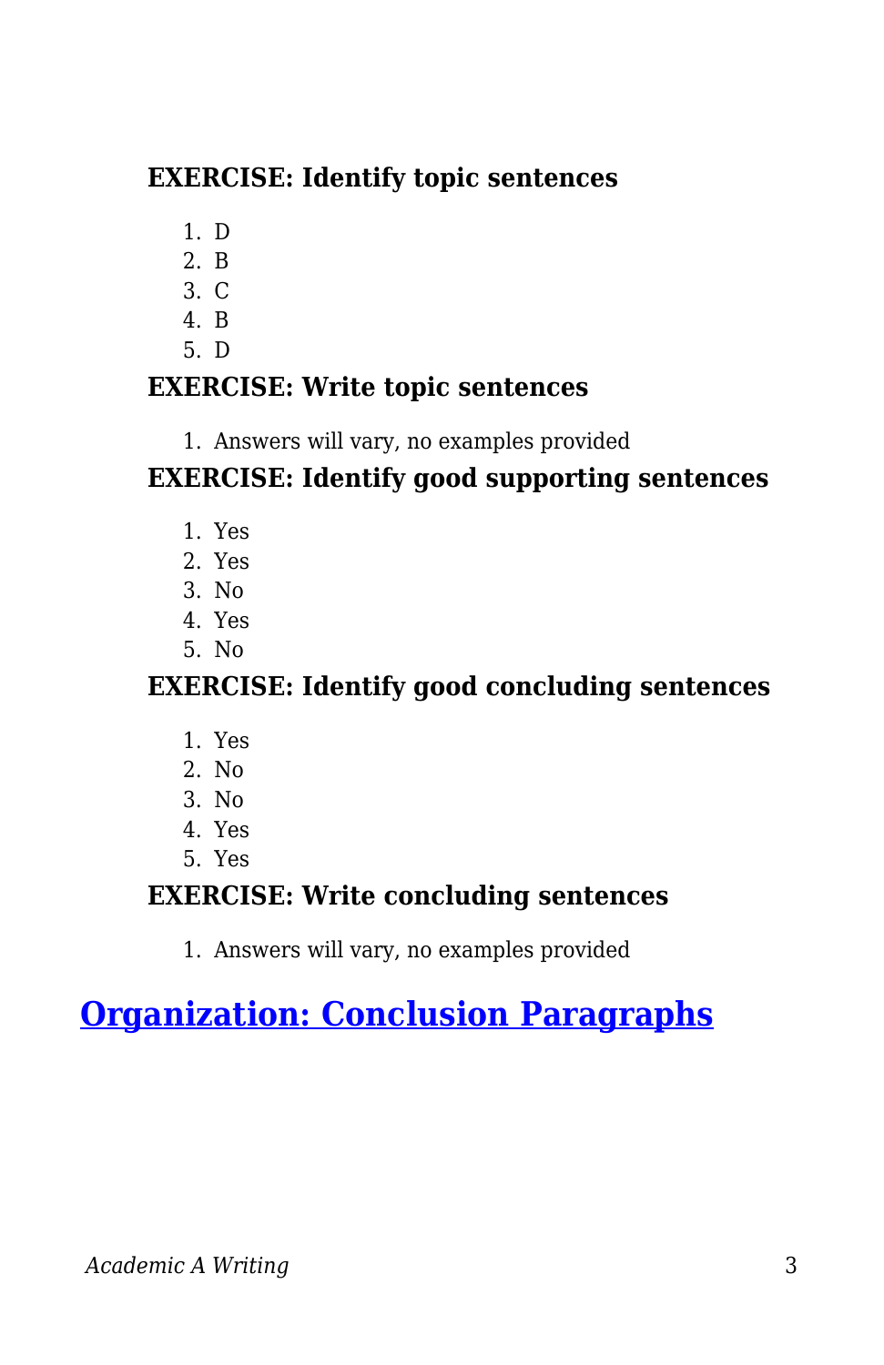#### EXERCISE: Identify topic sentences

1. D
2. B
3. C
4. B
5. D

#### EXERCISE: Write topic sentences

1. Answers will vary, no examples provided

#### EXERCISE: Identify good supporting sentences

1. Yes
2. Yes
3. No
4. Yes
5. No

#### EXERCISE: Identify good concluding sentences

1. Yes
2. No
3. No
4. Yes
5. Yes

#### EXERCISE: Write concluding sentences

1. Answers will vary, no examples provided

## Organization: Conclusion Paragraphs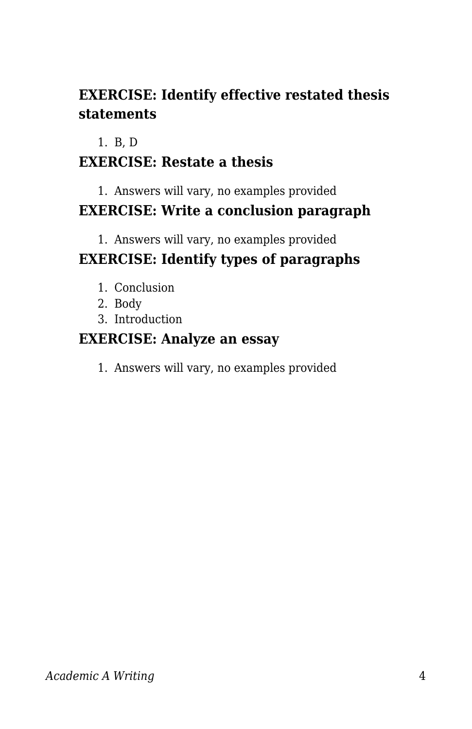### EXERCISE: Identify effective restated thesis statements

1. B, D

### EXERCISE: Restate a thesis

1. Answers will vary, no examples provided

### EXERCISE: Write a conclusion paragraph

1. Answers will vary, no examples provided

### EXERCISE: Identify types of paragraphs

1. Conclusion
2. Body
3. Introduction

### EXERCISE: Analyze an essay

1. Answers will vary, no examples provided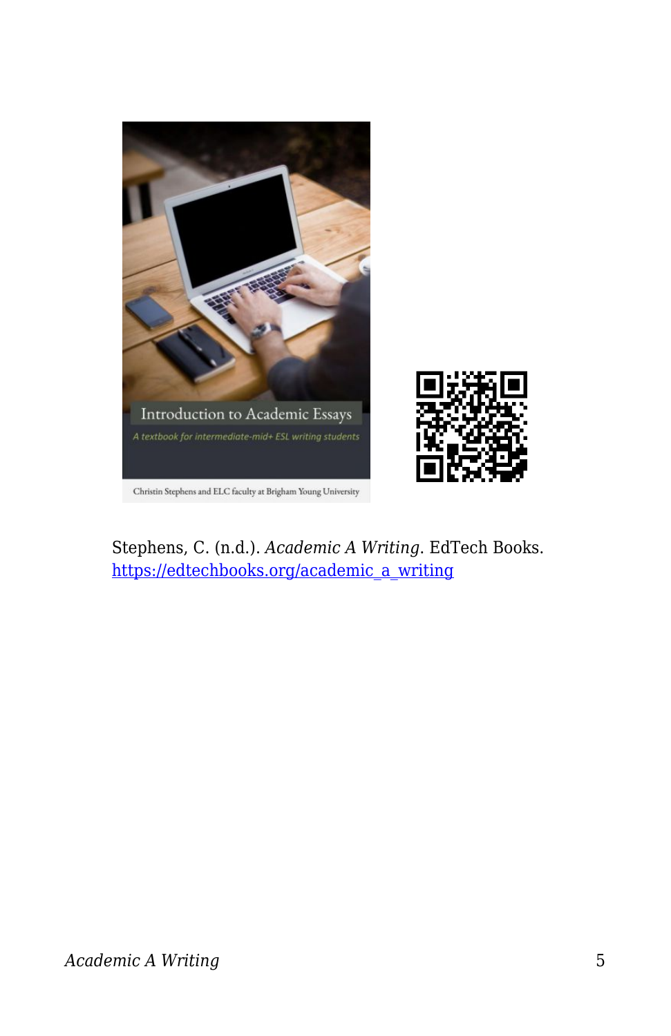Stephens, C. (n.d.). *Academic A Writing*. EdTech Books. https://edtechbooks.org/academic_a_writing